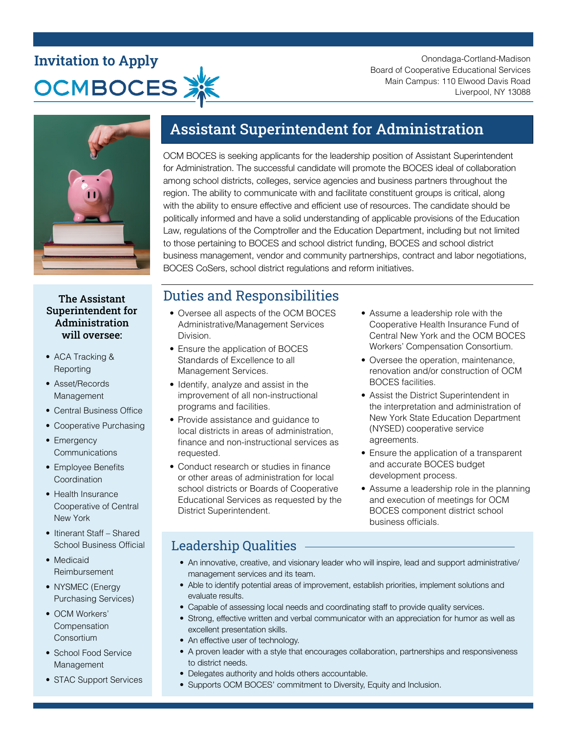# Invitation to Apply

OCMBOCES

Onondaga-Cortland-Madison
Board of Cooperative Educational Services
Main Campus: 110 Elwood Davis Road
Liverpool, NY 13088

## Assistant Superintendent for Administration

OCM BOCES is seeking applicants for the leadership position of Assistant Superintendent for Administration. The successful candidate will promote the BOCES ideal of collaboration among school districts, colleges, service agencies and business partners throughout the region. The ability to communicate with and facilitate constituent groups is critical, along with the ability to ensure effective and efficient use of resources. The candidate should be politically informed and have a solid understanding of applicable provisions of the Education Law, regulations of the Comptroller and the Education Department, including but not limited to those pertaining to BOCES and school district funding, BOCES and school district business management, vendor and community partnerships, contract and labor negotiations, BOCES CoSers, school district regulations and reform initiatives.

### The Assistant Superintendent for Administration will oversee:

- ACA Tracking & Reporting
- Asset/Records Management
- Central Business Office
- Cooperative Purchasing
- Emergency Communications
- Employee Benefits Coordination
- Health Insurance Cooperative of Central New York
- Itinerant Staff – Shared School Business Official
- Medicaid Reimbursement
- NYSMEC (Energy Purchasing Services)
- OCM Workers' Compensation Consortium
- School Food Service Management
- STAC Support Services

## Duties and Responsibilities

- Oversee all aspects of the OCM BOCES Administrative/Management Services Division.
- Ensure the application of BOCES Standards of Excellence to all Management Services.
- Identify, analyze and assist in the improvement of all non-instructional programs and facilities.
- Provide assistance and guidance to local districts in areas of administration, finance and non-instructional services as requested.
- Conduct research or studies in finance or other areas of administration for local school districts or Boards of Cooperative Educational Services as requested by the District Superintendent.
- Assume a leadership role with the Cooperative Health Insurance Fund of Central New York and the OCM BOCES Workers' Compensation Consortium.
- Oversee the operation, maintenance, renovation and/or construction of OCM BOCES facilities.
- Assist the District Superintendent in the interpretation and administration of New York State Education Department (NYSED) cooperative service agreements.
- Ensure the application of a transparent and accurate BOCES budget development process.
- Assume a leadership role in the planning and execution of meetings for OCM BOCES component district school business officials.

## Leadership Qualities

- An innovative, creative, and visionary leader who will inspire, lead and support administrative/management services and its team.
- Able to identify potential areas of improvement, establish priorities, implement solutions and evaluate results.
- Capable of assessing local needs and coordinating staff to provide quality services.
- Strong, effective written and verbal communicator with an appreciation for humor as well as excellent presentation skills.
- An effective user of technology.
- A proven leader with a style that encourages collaboration, partnerships and responsiveness to district needs.
- Delegates authority and holds others accountable.
- Supports OCM BOCES' commitment to Diversity, Equity and Inclusion.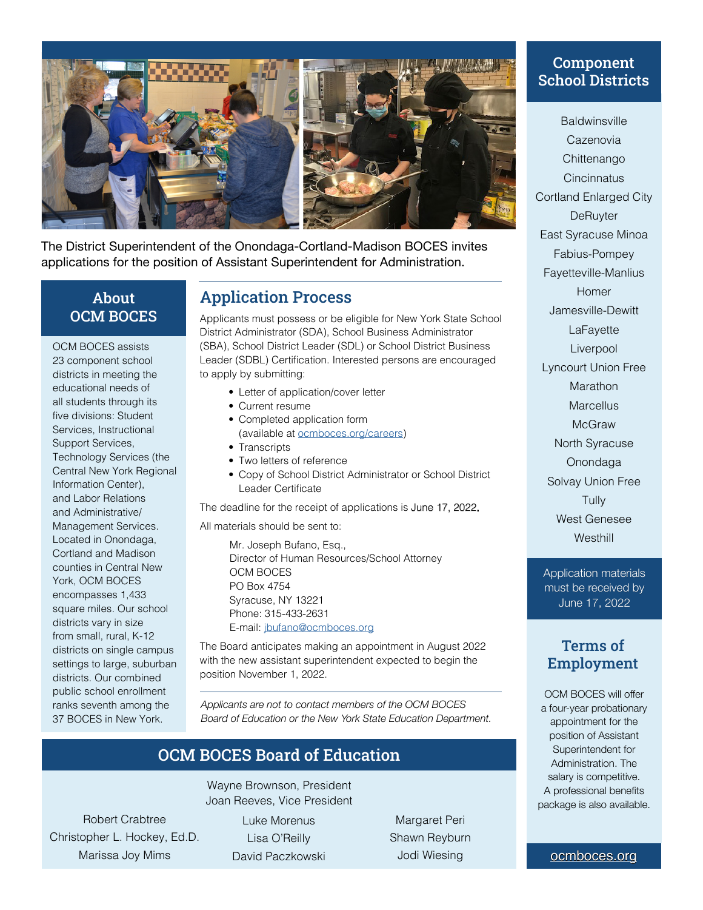The District Superintendent of the Onondaga-Cortland-Madison BOCES invites applications for the position of Assistant Superintendent for Administration.

## About OCM BOCES

OCM BOCES assists 23 component school districts in meeting the educational needs of all students through its five divisions: Student Services, Instructional Support Services, Technology Services (the Central New York Regional Information Center), and Labor Relations and Administrative/ Management Services. Located in Onondaga, Cortland and Madison counties in Central New York, OCM BOCES encompasses 1,433 square miles. Our school districts vary in size from small, rural, K-12 districts on single campus settings to large, suburban districts. Our combined public school enrollment ranks seventh among the 37 BOCES in New York.

## Application Process

Applicants must possess or be eligible for New York State School District Administrator (SDA), School Business Administrator (SBA), School District Leader (SDL) or School District Business Leader (SDBL) Certification. Interested persons are encouraged to apply by submitting:

- Letter of application/cover letter
- Current resume
- Completed application form (available at ocmboces.org/careers)
- Transcripts
- Two letters of reference
- Copy of School District Administrator or School District Leader Certificate

The deadline for the receipt of applications is June 17, 2022.

All materials should be sent to:

Mr. Joseph Bufano, Esq.,
Director of Human Resources/School Attorney
OCM BOCES
PO Box 4754
Syracuse, NY 13221
Phone: 315-433-2631
E-mail: jbufano@ocmboces.org

The Board anticipates making an appointment in August 2022 with the new assistant superintendent expected to begin the position November 1, 2022.

*Applicants are not to contact members of the OCM BOCES Board of Education or the New York State Education Department.*

## Component School Districts

Baldwinsville
Cazenovia
Chittenango
Cincinnatus
Cortland Enlarged City
DeRuyter
East Syracuse Minoa
Fabius-Pompey
Fayetteville-Manlius
Homer
Jamesville-Dewitt
LaFayette
Liverpool
Lyncourt Union Free
Marathon
Marcellus
McGraw
North Syracuse
Onondaga
Solvay Union Free
Tully
West Genesee
Westhill

Application materials must be received by June 17, 2022

## Terms of Employment

OCM BOCES will offer a four-year probationary appointment for the position of Assistant Superintendent for Administration. The salary is competitive. A professional benefits package is also available.

## OCM BOCES Board of Education

Wayne Brownson, President
Joan Reeves, Vice President

Robert Crabtree
Christopher L. Hockey, Ed.D.
Marissa Joy Mims
Luke Morenus
Lisa O'Reilly
David Paczkowski
Margaret Peri
Shawn Reyburn
Jodi Wiesing

ocmboces.org